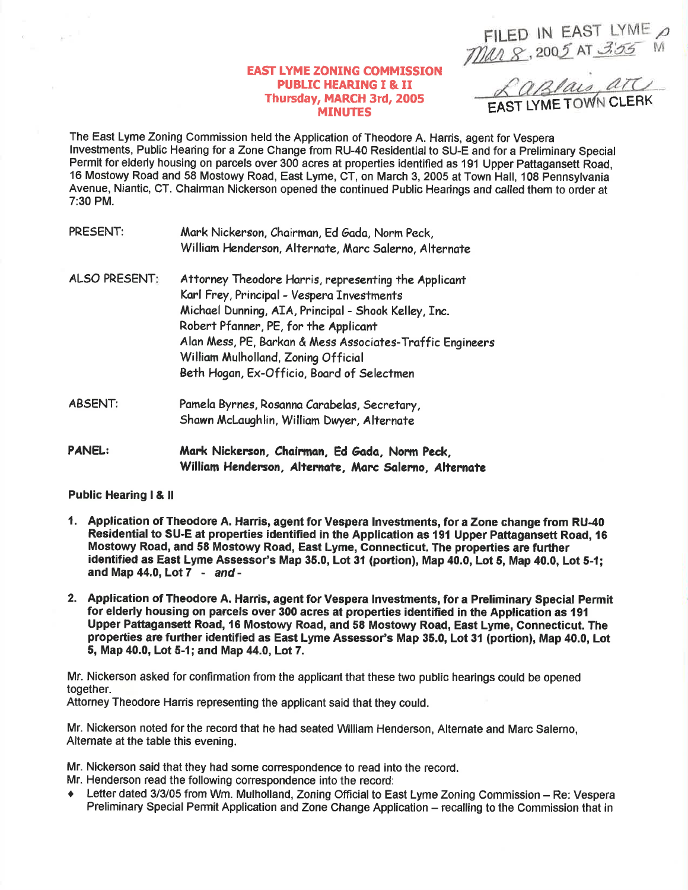FILED IN EAST LYME
Mar 8, 2005 AT 3:55 M

LaBlais, ATC
EAST LYME TOWN CLERK

# EAST LYME ZONING COMMISSION
## PUBLIC HEARING I & II
## Thursday, MARCH 3rd, 2005
## MINUTES

The East Lyme Zoning Commission held the Application of Theodore A. Harris, agent for Vespera Investments, Public Hearing for a Zone Change from RU-40 Residential to SU-E and for a Preliminary Special Permit for elderly housing on parcels over 300 acres at properties identified as 191 Upper Pattagansett Road, 16 Mostowy Road and 58 Mostowy Road, East Lyme, CT, on March 3, 2005 at Town Hall, 108 Pennsylvania Avenue, Niantic, CT. Chairman Nickerson opened the continued Public Hearings and called them to order at 7:30 PM.

PRESENT: Mark Nickerson, Chairman, Ed Gada, Norm Peck, William Henderson, Alternate, Marc Salerno, Alternate

ALSO PRESENT: Attorney Theodore Harris, representing the Applicant
Karl Frey, Principal - Vespera Investments
Michael Dunning, AIA, Principal - Shook Kelley, Inc.
Robert Pfanner, PE, for the Applicant
Alan Mess, PE, Barkan & Mess Associates-Traffic Engineers
William Mulholland, Zoning Official
Beth Hogan, Ex-Officio, Board of Selectmen

ABSENT: Pamela Byrnes, Rosanna Carabelas, Secretary, Shawn McLaughlin, William Dwyer, Alternate

**PANEL: Mark Nickerson, Chairman, Ed Gada, Norm Peck, William Henderson, Alternate, Marc Salerno, Alternate**

**Public Hearing I & II**

1. **Application of Theodore A. Harris, agent for Vespera Investments, for a Zone change from RU-40 Residential to SU-E at properties identified in the Application as 191 Upper Pattagansett Road, 16 Mostowy Road, and 58 Mostowy Road, East Lyme, Connecticut. The properties are further identified as East Lyme Assessor's Map 35.0, Lot 31 (portion), Map 40.0, Lot 5, Map 40.0, Lot 5-1; and Map 44.0, Lot 7 -** ***and -***

2. **Application of Theodore A. Harris, agent for Vespera Investments, for a Preliminary Special Permit for elderly housing on parcels over 300 acres at properties identified in the Application as 191 Upper Pattagansett Road, 16 Mostowy Road, and 58 Mostowy Road, East Lyme, Connecticut. The properties are further identified as East Lyme Assessor's Map 35.0, Lot 31 (portion), Map 40.0, Lot 5, Map 40.0, Lot 5-1; and Map 44.0, Lot 7.**

Mr. Nickerson asked for confirmation from the applicant that these two public hearings could be opened together.
Attorney Theodore Harris representing the applicant said that they could.

Mr. Nickerson noted for the record that he had seated William Henderson, Alternate and Marc Salerno, Alternate at the table this evening.

Mr. Nickerson said that they had some correspondence to read into the record.
Mr. Henderson read the following correspondence into the record:

- Letter dated 3/3/05 from Wm. Mulholland, Zoning Official to East Lyme Zoning Commission – Re: Vespera Preliminary Special Permit Application and Zone Change Application – recalling to the Commission that in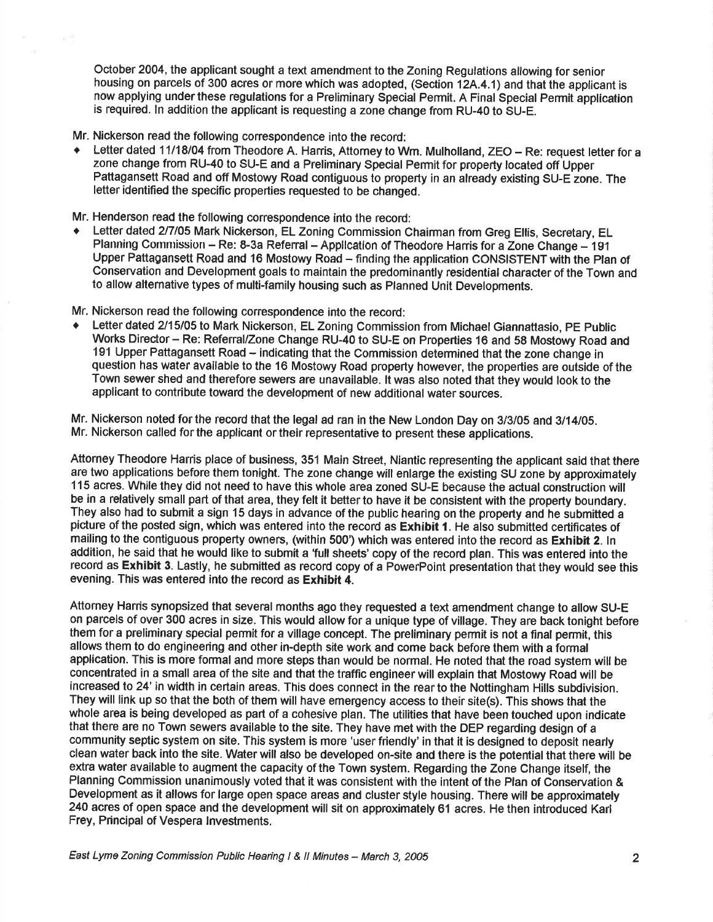October 2004, the applicant sought a text amendment to the Zoning Regulations allowing for senior housing on parcels of 300 acres or more which was adopted, (Section 12A.4.1) and that the applicant is now applying under these regulations for a Preliminary Special Permit. A Final Special Permit application is required. In addition the applicant is requesting a zone change from RU-40 to SU-E.

Mr. Nickerson read the following correspondence into the record:

- Letter dated 11/18/04 from Theodore A. Harris, Attorney to Wm. Mulholland, ZEO – Re: request letter for a zone change from RU-40 to SU-E and a Preliminary Special Permit for property located off Upper Pattagansett Road and off Mostowy Road contiguous to property in an already existing SU-E zone. The letter identified the specific properties requested to be changed.

Mr. Henderson read the following correspondence into the record:

- Letter dated 2/7/05 Mark Nickerson, EL Zoning Commission Chairman from Greg Ellis, Secretary, EL Planning Commission – Re: 8-3a Referral – Application of Theodore Harris for a Zone Change – 191 Upper Pattagansett Road and 16 Mostowy Road – finding the application CONSISTENT with the Plan of Conservation and Development goals to maintain the predominantly residential character of the Town and to allow alternative types of multi-family housing such as Planned Unit Developments.

Mr. Nickerson read the following correspondence into the record:

- Letter dated 2/15/05 to Mark Nickerson, EL Zoning Commission from Michael Giannattasio, PE Public Works Director – Re: Referral/Zone Change RU-40 to SU-E on Properties 16 and 58 Mostowy Road and 191 Upper Pattagansett Road – indicating that the Commission determined that the zone change in question has water available to the 16 Mostowy Road property however, the properties are outside of the Town sewer shed and therefore sewers are unavailable. It was also noted that they would look to the applicant to contribute toward the development of new additional water sources.

Mr. Nickerson noted for the record that the legal ad ran in the New London Day on 3/3/05 and 3/14/05.
Mr. Nickerson called for the applicant or their representative to present these applications.

Attorney Theodore Harris place of business, 351 Main Street, Niantic representing the applicant said that there are two applications before them tonight. The zone change will enlarge the existing SU zone by approximately 115 acres. While they did not need to have this whole area zoned SU-E because the actual construction will be in a relatively small part of that area, they felt it better to have it be consistent with the property boundary. They also had to submit a sign 15 days in advance of the public hearing on the property and he submitted a picture of the posted sign, which was entered into the record as **Exhibit 1**. He also submitted certificates of mailing to the contiguous property owners, (within 500') which was entered into the record as **Exhibit 2**. In addition, he said that he would like to submit a 'full sheets' copy of the record plan. This was entered into the record as **Exhibit 3**. Lastly, he submitted as record copy of a PowerPoint presentation that they would see this evening. This was entered into the record as **Exhibit 4**.

Attorney Harris synopsized that several months ago they requested a text amendment change to allow SU-E on parcels of over 300 acres in size. This would allow for a unique type of village. They are back tonight before them for a preliminary special permit for a village concept. The preliminary permit is not a final permit, this allows them to do engineering and other in-depth site work and come back before them with a formal application. This is more formal and more steps than would be normal. He noted that the road system will be concentrated in a small area of the site and that the traffic engineer will explain that Mostowy Road will be increased to 24' in width in certain areas. This does connect in the rear to the Nottingham Hills subdivision. They will link up so that the both of them will have emergency access to their site(s). This shows that the whole area is being developed as part of a cohesive plan. The utilities that have been touched upon indicate that there are no Town sewers available to the site. They have met with the DEP regarding design of a community septic system on site. This system is more 'user friendly' in that it is designed to deposit nearly clean water back into the site. Water will also be developed on-site and there is the potential that there will be extra water available to augment the capacity of the Town system. Regarding the Zone Change itself, the Planning Commission unanimously voted that it was consistent with the intent of the Plan of Conservation & Development as it allows for large open space areas and cluster style housing. There will be approximately 240 acres of open space and the development will sit on approximately 61 acres. He then introduced Karl Frey, Principal of Vespera Investments.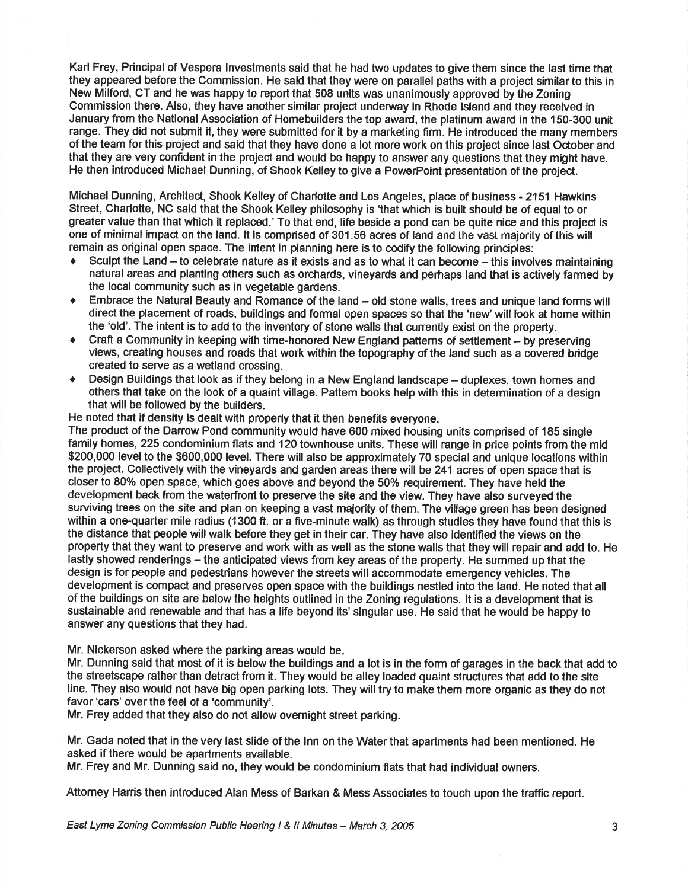Karl Frey, Principal of Vespera Investments said that he had two updates to give them since the last time that they appeared before the Commission. He said that they were on parallel paths with a project similar to this in New Milford, CT and he was happy to report that 508 units was unanimously approved by the Zoning Commission there. Also, they have another similar project underway in Rhode Island and they received in January from the National Association of Homebuilders the top award, the platinum award in the 150-300 unit range. They did not submit it, they were submitted for it by a marketing firm. He introduced the many members of the team for this project and said that they have done a lot more work on this project since last October and that they are very confident in the project and would be happy to answer any questions that they might have. He then introduced Michael Dunning, of Shook Kelley to give a PowerPoint presentation of the project.

Michael Dunning, Architect, Shook Kelley of Charlotte and Los Angeles, place of business - 2151 Hawkins Street, Charlotte, NC said that the Shook Kelley philosophy is 'that which is built should be of equal to or greater value than that which it replaced.' To that end, life beside a pond can be quite nice and this project is one of minimal impact on the land. It is comprised of 301.56 acres of land and the vast majority of this will remain as original open space. The intent in planning here is to codify the following principles:

- Sculpt the Land – to celebrate nature as it exists and as to what it can become – this involves maintaining natural areas and planting others such as orchards, vineyards and perhaps land that is actively farmed by the local community such as in vegetable gardens.
- Embrace the Natural Beauty and Romance of the land – old stone walls, trees and unique land forms will direct the placement of roads, buildings and formal open spaces so that the 'new' will look at home within the 'old'. The intent is to add to the inventory of stone walls that currently exist on the property.
- Craft a Community in keeping with time-honored New England patterns of settlement – by preserving views, creating houses and roads that work within the topography of the land such as a covered bridge created to serve as a wetland crossing.
- Design Buildings that look as if they belong in a New England landscape – duplexes, town homes and others that take on the look of a quaint village. Pattern books help with this in determination of a design that will be followed by the builders.

He noted that if density is dealt with properly that it then benefits everyone.
The product of the Darrow Pond community would have 600 mixed housing units comprised of 185 single family homes, 225 condominium flats and 120 townhouse units. These will range in price points from the mid $200,000 level to the $600,000 level. There will also be approximately 70 special and unique locations within the project. Collectively with the vineyards and garden areas there will be 241 acres of open space that is closer to 80% open space, which goes above and beyond the 50% requirement. They have held the development back from the waterfront to preserve the site and the view. They have also surveyed the surviving trees on the site and plan on keeping a vast majority of them. The village green has been designed within a one-quarter mile radius (1300 ft. or a five-minute walk) as through studies they have found that this is the distance that people will walk before they get in their car. They have also identified the views on the property that they want to preserve and work with as well as the stone walls that they will repair and add to. He lastly showed renderings – the anticipated views from key areas of the property. He summed up that the design is for people and pedestrians however the streets will accommodate emergency vehicles. The development is compact and preserves open space with the buildings nestled into the land. He noted that all of the buildings on site are below the heights outlined in the Zoning regulations. It is a development that is sustainable and renewable and that has a life beyond its' singular use. He said that he would be happy to answer any questions that they had.

Mr. Nickerson asked where the parking areas would be.
Mr. Dunning said that most of it is below the buildings and a lot is in the form of garages in the back that add to the streetscape rather than detract from it. They would be alley loaded quaint structures that add to the site line. They also would not have big open parking lots. They will try to make them more organic as they do not favor 'cars' over the feel of a 'community'.
Mr. Frey added that they also do not allow overnight street parking.

Mr. Gada noted that in the very last slide of the Inn on the Water that apartments had been mentioned. He asked if there would be apartments available.
Mr. Frey and Mr. Dunning said no, they would be condominium flats that had individual owners.

Attorney Harris then introduced Alan Mess of Barkan & Mess Associates to touch upon the traffic report.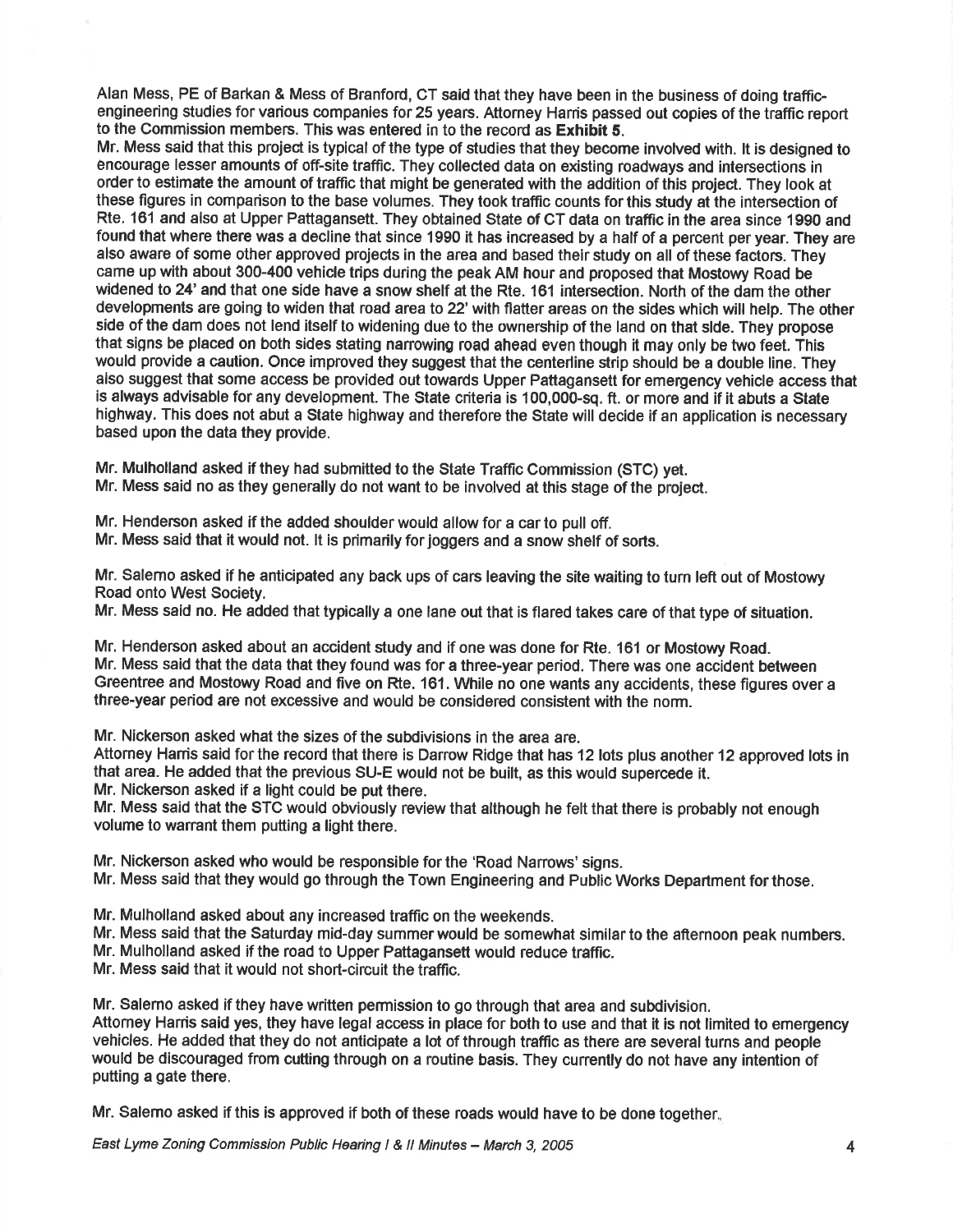Alan Mess, PE of Barkan & Mess of Branford, CT said that they have been in the business of doing traffic-engineering studies for various companies for 25 years. Attorney Harris passed out copies of the traffic report to the Commission members. This was entered in to the record as **Exhibit 5**.

Mr. Mess said that this project is typical of the type of studies that they become involved with. It is designed to encourage lesser amounts of off-site traffic. They collected data on existing roadways and intersections in order to estimate the amount of traffic that might be generated with the addition of this project. They look at these figures in comparison to the base volumes. They took traffic counts for this study at the intersection of Rte. 161 and also at Upper Pattagansett. They obtained State of CT data on traffic in the area since 1990 and found that where there was a decline that since 1990 it has increased by a half of a percent per year. They are also aware of some other approved projects in the area and based their study on all of these factors. They came up with about 300-400 vehicle trips during the peak AM hour and proposed that Mostowy Road be widened to 24' and that one side have a snow shelf at the Rte. 161 intersection. North of the dam the other developments are going to widen that road area to 22' with flatter areas on the sides which will help. The other side of the dam does not lend itself to widening due to the ownership of the land on that side. They propose that signs be placed on both sides stating narrowing road ahead even though it may only be two feet. This would provide a caution. Once improved they suggest that the centerline strip should be a double line. They also suggest that some access be provided out towards Upper Pattagansett for emergency vehicle access that is always advisable for any development. The State criteria is 100,000-sq. ft. or more and if it abuts a State highway. This does not abut a State highway and therefore the State will decide if an application is necessary based upon the data they provide.

Mr. Mulholland asked if they had submitted to the State Traffic Commission (STC) yet.
Mr. Mess said no as they generally do not want to be involved at this stage of the project.

Mr. Henderson asked if the added shoulder would allow for a car to pull off.
Mr. Mess said that it would not. It is primarily for joggers and a snow shelf of sorts.

Mr. Salerno asked if he anticipated any back ups of cars leaving the site waiting to turn left out of Mostowy Road onto West Society.
Mr. Mess said no. He added that typically a one lane out that is flared takes care of that type of situation.

Mr. Henderson asked about an accident study and if one was done for Rte. 161 or Mostowy Road.
Mr. Mess said that the data that they found was for a three-year period. There was one accident between Greentree and Mostowy Road and five on Rte. 161. While no one wants any accidents, these figures over a three-year period are not excessive and would be considered consistent with the norm.

Mr. Nickerson asked what the sizes of the subdivisions in the area are.
Attorney Harris said for the record that there is Darrow Ridge that has 12 lots plus another 12 approved lots in that area. He added that the previous SU-E would not be built, as this would supercede it.
Mr. Nickerson asked if a light could be put there.
Mr. Mess said that the STC would obviously review that although he felt that there is probably not enough volume to warrant them putting a light there.

Mr. Nickerson asked who would be responsible for the 'Road Narrows' signs.
Mr. Mess said that they would go through the Town Engineering and Public Works Department for those.

Mr. Mulholland asked about any increased traffic on the weekends.
Mr. Mess said that the Saturday mid-day summer would be somewhat similar to the afternoon peak numbers.
Mr. Mulholland asked if the road to Upper Pattagansett would reduce traffic.
Mr. Mess said that it would not short-circuit the traffic.

Mr. Salerno asked if they have written permission to go through that area and subdivision.
Attorney Harris said yes, they have legal access in place for both to use and that it is not limited to emergency vehicles. He added that they do not anticipate a lot of through traffic as there are several turns and people would be discouraged from cutting through on a routine basis. They currently do not have any intention of putting a gate there.

Mr. Salerno asked if this is approved if both of these roads would have to be done together.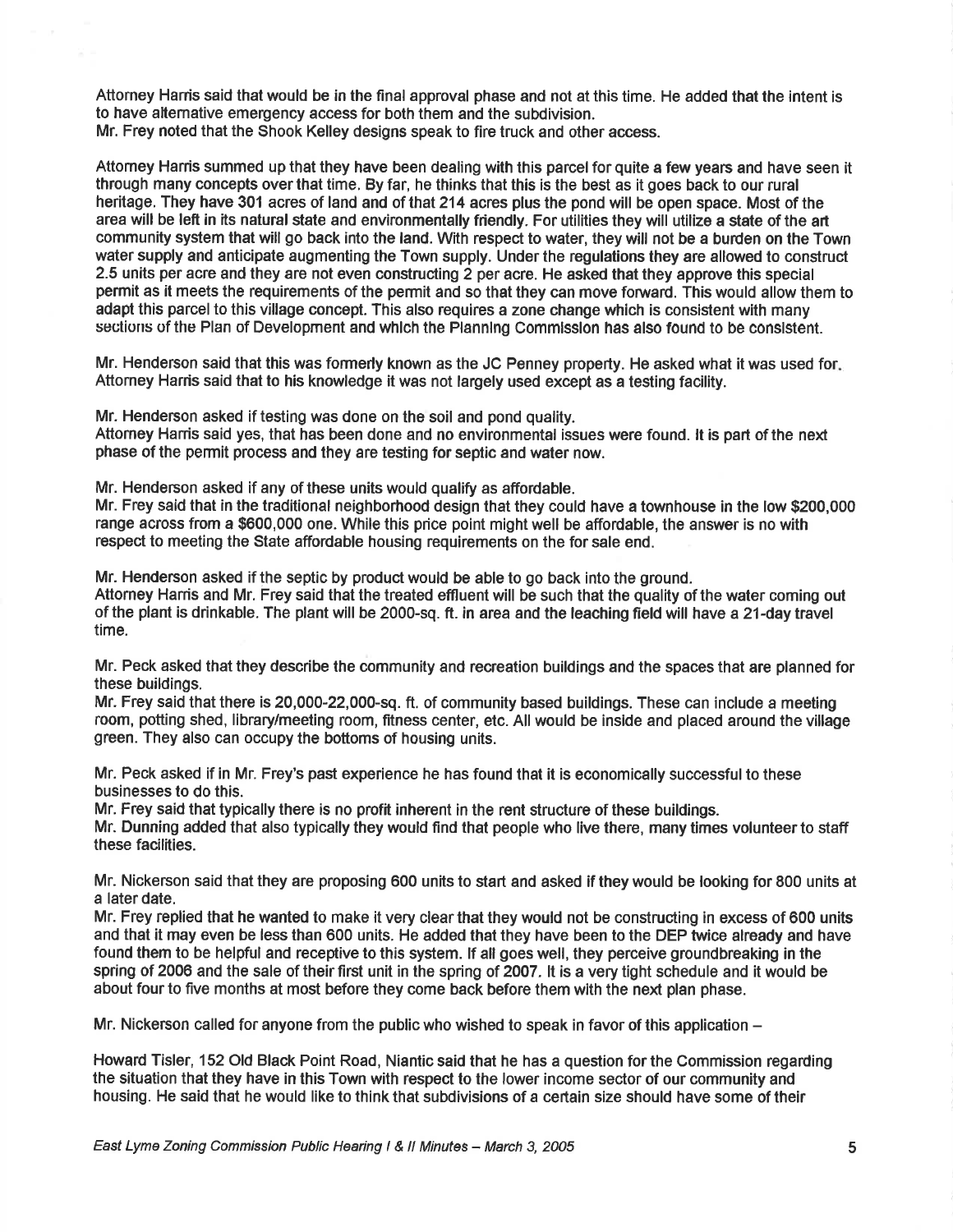Attorney Harris said that would be in the final approval phase and not at this time. He added that the intent is to have alternative emergency access for both them and the subdivision.
Mr. Frey noted that the Shook Kelley designs speak to fire truck and other access.

Attorney Harris summed up that they have been dealing with this parcel for quite a few years and have seen it through many concepts over that time. By far, he thinks that this is the best as it goes back to our rural heritage. They have 301 acres of land and of that 214 acres plus the pond will be open space. Most of the area will be left in its natural state and environmentally friendly. For utilities they will utilize a state of the art community system that will go back into the land. With respect to water, they will not be a burden on the Town water supply and anticipate augmenting the Town supply. Under the regulations they are allowed to construct 2.5 units per acre and they are not even constructing 2 per acre. He asked that they approve this special permit as it meets the requirements of the permit and so that they can move forward. This would allow them to adapt this parcel to this village concept. This also requires a zone change which is consistent with many sections of the Plan of Development and which the Planning Commission has also found to be consistent.

Mr. Henderson said that this was formerly known as the JC Penney property. He asked what it was used for.
Attorney Harris said that to his knowledge it was not largely used except as a testing facility.

Mr. Henderson asked if testing was done on the soil and pond quality.
Attorney Harris said yes, that has been done and no environmental issues were found. It is part of the next phase of the permit process and they are testing for septic and water now.

Mr. Henderson asked if any of these units would qualify as affordable.
Mr. Frey said that in the traditional neighborhood design that they could have a townhouse in the low $200,000 range across from a $600,000 one. While this price point might well be affordable, the answer is no with respect to meeting the State affordable housing requirements on the for sale end.

Mr. Henderson asked if the septic by product would be able to go back into the ground.
Attorney Harris and Mr. Frey said that the treated effluent will be such that the quality of the water coming out of the plant is drinkable. The plant will be 2000-sq. ft. in area and the leaching field will have a 21-day travel time.

Mr. Peck asked that they describe the community and recreation buildings and the spaces that are planned for these buildings.
Mr. Frey said that there is 20,000-22,000-sq. ft. of community based buildings. These can include a meeting room, potting shed, library/meeting room, fitness center, etc. All would be inside and placed around the village green. They also can occupy the bottoms of housing units.

Mr. Peck asked if in Mr. Frey's past experience he has found that it is economically successful to these businesses to do this.
Mr. Frey said that typically there is no profit inherent in the rent structure of these buildings.
Mr. Dunning added that also typically they would find that people who live there, many times volunteer to staff these facilities.

Mr. Nickerson said that they are proposing 600 units to start and asked if they would be looking for 800 units at a later date.
Mr. Frey replied that he wanted to make it very clear that they would not be constructing in excess of 600 units and that it may even be less than 600 units. He added that they have been to the DEP twice already and have found them to be helpful and receptive to this system. If all goes well, they perceive groundbreaking in the spring of 2006 and the sale of their first unit in the spring of 2007. It is a very tight schedule and it would be about four to five months at most before they come back before them with the next plan phase.

Mr. Nickerson called for anyone from the public who wished to speak in favor of this application –

Howard Tisler, 152 Old Black Point Road, Niantic said that he has a question for the Commission regarding the situation that they have in this Town with respect to the lower income sector of our community and housing. He said that he would like to think that subdivisions of a certain size should have some of their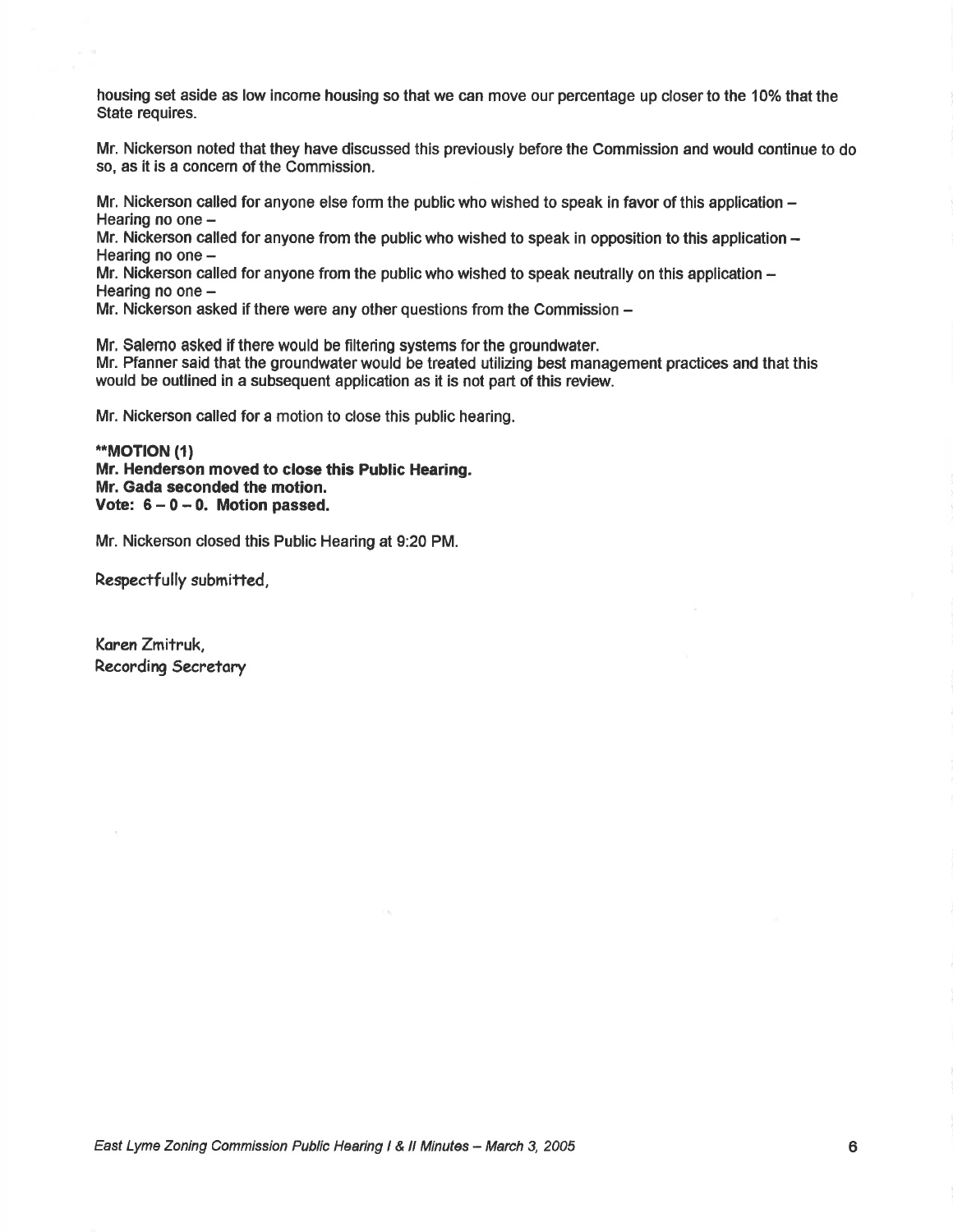housing set aside as low income housing so that we can move our percentage up closer to the 10% that the State requires.

Mr. Nickerson noted that they have discussed this previously before the Commission and would continue to do so, as it is a concern of the Commission.

Mr. Nickerson called for anyone else form the public who wished to speak in favor of this application –
Hearing no one –
Mr. Nickerson called for anyone from the public who wished to speak in opposition to this application –
Hearing no one –
Mr. Nickerson called for anyone from the public who wished to speak neutrally on this application –
Hearing no one –
Mr. Nickerson asked if there were any other questions from the Commission –

Mr. Salerno asked if there would be filtering systems for the groundwater.
Mr. Pfanner said that the groundwater would be treated utilizing best management practices and that this would be outlined in a subsequent application as it is not part of this review.

Mr. Nickerson called for a motion to close this public hearing.

**\*\*MOTION (1)**
**Mr. Henderson moved to close this Public Hearing.**
**Mr. Gada seconded the motion.**
**Vote: 6 – 0 – 0. Motion passed.**

Mr. Nickerson closed this Public Hearing at 9:20 PM.

Respectfully submitted,

Karen Zmitruk,
Recording Secretary